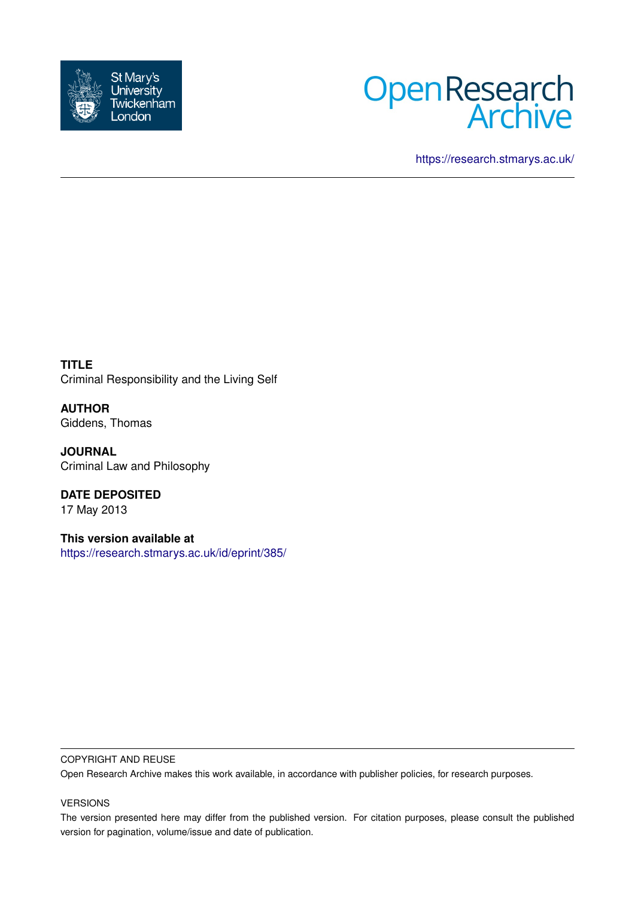St Mary's University Twickenham London

Open Research Archive

https://research.stmarys.ac.uk/

**TITLE**
Criminal Responsibility and the Living Self

**AUTHOR**
Giddens, Thomas

**JOURNAL**
Criminal Law and Philosophy

**DATE DEPOSITED**
17 May 2013

**This version available at**
https://research.stmarys.ac.uk/id/eprint/385/

COPYRIGHT AND REUSE

Open Research Archive makes this work available, in accordance with publisher policies, for research purposes.

VERSIONS

The version presented here may differ from the published version. For citation purposes, please consult the published version for pagination, volume/issue and date of publication.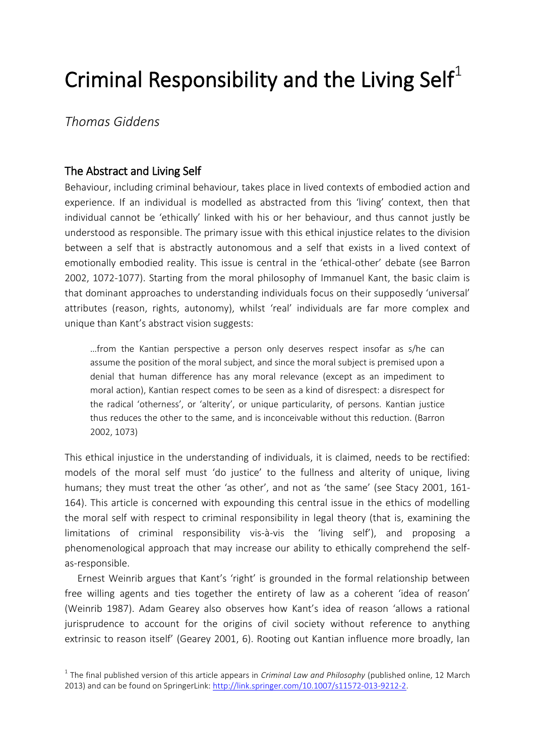# Criminal Responsibility and the Living Self[1]

*Thomas Giddens*

## The Abstract and Living Self

Behaviour, including criminal behaviour, takes place in lived contexts of embodied action and experience. If an individual is modelled as abstracted from this 'living' context, then that individual cannot be 'ethically' linked with his or her behaviour, and thus cannot justly be understood as responsible. The primary issue with this ethical injustice relates to the division between a self that is abstractly autonomous and a self that exists in a lived context of emotionally embodied reality. This issue is central in the 'ethical-other' debate (see Barron 2002, 1072-1077). Starting from the moral philosophy of Immanuel Kant, the basic claim is that dominant approaches to understanding individuals focus on their supposedly 'universal' attributes (reason, rights, autonomy), whilst 'real' individuals are far more complex and unique than Kant's abstract vision suggests:

> …from the Kantian perspective a person only deserves respect insofar as s/he can assume the position of the moral subject, and since the moral subject is premised upon a denial that human difference has any moral relevance (except as an impediment to moral action), Kantian respect comes to be seen as a kind of disrespect: a disrespect for the radical 'otherness', or 'alterity', or unique particularity, of persons. Kantian justice thus reduces the other to the same, and is inconceivable without this reduction. (Barron 2002, 1073)

This ethical injustice in the understanding of individuals, it is claimed, needs to be rectified: models of the moral self must 'do justice' to the fullness and alterity of unique, living humans; they must treat the other 'as other', and not as 'the same' (see Stacy 2001, 161-164). This article is concerned with expounding this central issue in the ethics of modelling the moral self with respect to criminal responsibility in legal theory (that is, examining the limitations of criminal responsibility vis-à-vis the 'living self'), and proposing a phenomenological approach that may increase our ability to ethically comprehend the self-as-responsible.

Ernest Weinrib argues that Kant's 'right' is grounded in the formal relationship between free willing agents and ties together the entirety of law as a coherent 'idea of reason' (Weinrib 1987). Adam Gearey also observes how Kant's idea of reason 'allows a rational jurisprudence to account for the origins of civil society without reference to anything extrinsic to reason itself' (Gearey 2001, 6). Rooting out Kantian influence more broadly, Ian

[1] The final published version of this article appears in *Criminal Law and Philosophy* (published online, 12 March 2013) and can be found on SpringerLink: http://link.springer.com/10.1007/s11572-013-9212-2.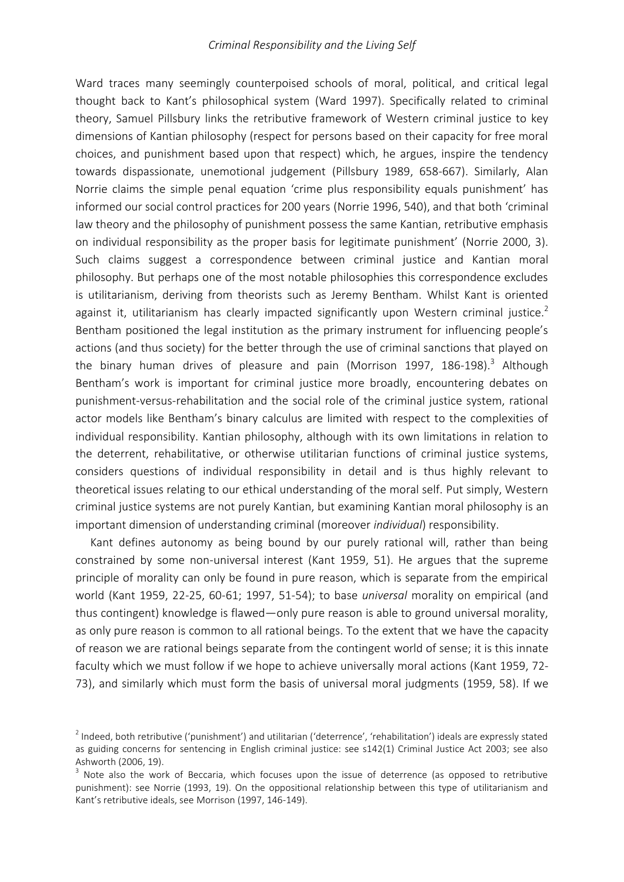Ward traces many seemingly counterpoised schools of moral, political, and critical legal thought back to Kant's philosophical system (Ward 1997). Specifically related to criminal theory, Samuel Pillsbury links the retributive framework of Western criminal justice to key dimensions of Kantian philosophy (respect for persons based on their capacity for free moral choices, and punishment based upon that respect) which, he argues, inspire the tendency towards dispassionate, unemotional judgement (Pillsbury 1989, 658-667). Similarly, Alan Norrie claims the simple penal equation 'crime plus responsibility equals punishment' has informed our social control practices for 200 years (Norrie 1996, 540), and that both 'criminal law theory and the philosophy of punishment possess the same Kantian, retributive emphasis on individual responsibility as the proper basis for legitimate punishment' (Norrie 2000, 3). Such claims suggest a correspondence between criminal justice and Kantian moral philosophy. But perhaps one of the most notable philosophies this correspondence excludes is utilitarianism, deriving from theorists such as Jeremy Bentham. Whilst Kant is oriented against it, utilitarianism has clearly impacted significantly upon Western criminal justice.[2] Bentham positioned the legal institution as the primary instrument for influencing people's actions (and thus society) for the better through the use of criminal sanctions that played on the binary human drives of pleasure and pain (Morrison 1997, 186-198).[3] Although Bentham's work is important for criminal justice more broadly, encountering debates on punishment-versus-rehabilitation and the social role of the criminal justice system, rational actor models like Bentham's binary calculus are limited with respect to the complexities of individual responsibility. Kantian philosophy, although with its own limitations in relation to the deterrent, rehabilitative, or otherwise utilitarian functions of criminal justice systems, considers questions of individual responsibility in detail and is thus highly relevant to theoretical issues relating to our ethical understanding of the moral self. Put simply, Western criminal justice systems are not purely Kantian, but examining Kantian moral philosophy is an important dimension of understanding criminal (moreover *individual*) responsibility.

Kant defines autonomy as being bound by our purely rational will, rather than being constrained by some non-universal interest (Kant 1959, 51). He argues that the supreme principle of morality can only be found in pure reason, which is separate from the empirical world (Kant 1959, 22-25, 60-61; 1997, 51-54); to base *universal* morality on empirical (and thus contingent) knowledge is flawed—only pure reason is able to ground universal morality, as only pure reason is common to all rational beings. To the extent that we have the capacity of reason we are rational beings separate from the contingent world of sense; it is this innate faculty which we must follow if we hope to achieve universally moral actions (Kant 1959, 72-73), and similarly which must form the basis of universal moral judgments (1959, 58). If we

---

[2] Indeed, both retributive ('punishment') and utilitarian ('deterrence', 'rehabilitation') ideals are expressly stated as guiding concerns for sentencing in English criminal justice: see s142(1) Criminal Justice Act 2003; see also Ashworth (2006, 19).

[3] Note also the work of Beccaria, which focuses upon the issue of deterrence (as opposed to retributive punishment): see Norrie (1993, 19). On the oppositional relationship between this type of utilitarianism and Kant's retributive ideals, see Morrison (1997, 146-149).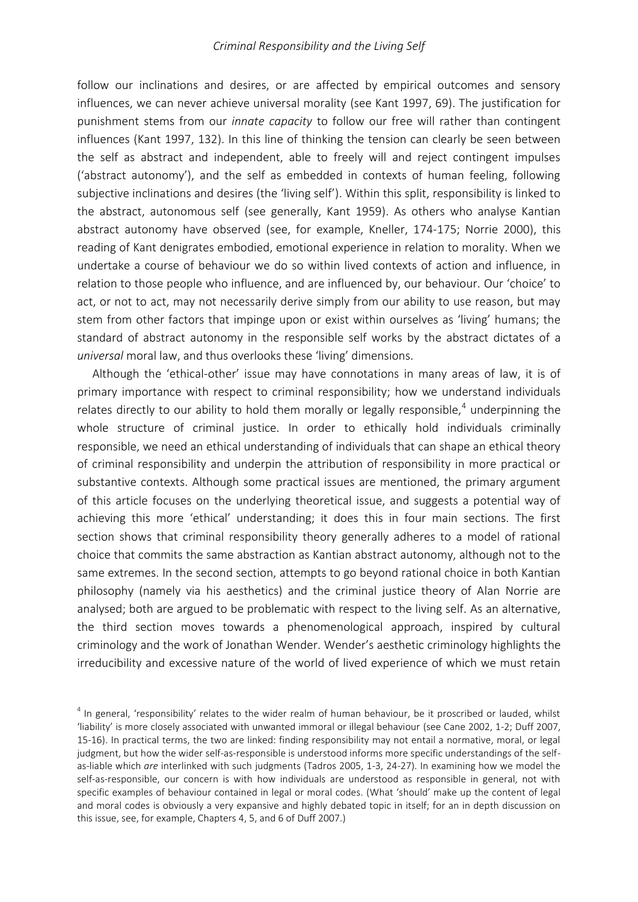follow our inclinations and desires, or are affected by empirical outcomes and sensory influences, we can never achieve universal morality (see Kant 1997, 69). The justification for punishment stems from our *innate capacity* to follow our free will rather than contingent influences (Kant 1997, 132). In this line of thinking the tension can clearly be seen between the self as abstract and independent, able to freely will and reject contingent impulses ('abstract autonomy'), and the self as embedded in contexts of human feeling, following subjective inclinations and desires (the 'living self'). Within this split, responsibility is linked to the abstract, autonomous self (see generally, Kant 1959). As others who analyse Kantian abstract autonomy have observed (see, for example, Kneller, 174-175; Norrie 2000), this reading of Kant denigrates embodied, emotional experience in relation to morality. When we undertake a course of behaviour we do so within lived contexts of action and influence, in relation to those people who influence, and are influenced by, our behaviour. Our 'choice' to act, or not to act, may not necessarily derive simply from our ability to use reason, but may stem from other factors that impinge upon or exist within ourselves as 'living' humans; the standard of abstract autonomy in the responsible self works by the abstract dictates of a *universal* moral law, and thus overlooks these 'living' dimensions.

Although the 'ethical-other' issue may have connotations in many areas of law, it is of primary importance with respect to criminal responsibility; how we understand individuals relates directly to our ability to hold them morally or legally responsible,[4] underpinning the whole structure of criminal justice. In order to ethically hold individuals criminally responsible, we need an ethical understanding of individuals that can shape an ethical theory of criminal responsibility and underpin the attribution of responsibility in more practical or substantive contexts. Although some practical issues are mentioned, the primary argument of this article focuses on the underlying theoretical issue, and suggests a potential way of achieving this more 'ethical' understanding; it does this in four main sections. The first section shows that criminal responsibility theory generally adheres to a model of rational choice that commits the same abstraction as Kantian abstract autonomy, although not to the same extremes. In the second section, attempts to go beyond rational choice in both Kantian philosophy (namely via his aesthetics) and the criminal justice theory of Alan Norrie are analysed; both are argued to be problematic with respect to the living self. As an alternative, the third section moves towards a phenomenological approach, inspired by cultural criminology and the work of Jonathan Wender. Wender's aesthetic criminology highlights the irreducibility and excessive nature of the world of lived experience of which we must retain

[4] In general, 'responsibility' relates to the wider realm of human behaviour, be it proscribed or lauded, whilst 'liability' is more closely associated with unwanted immoral or illegal behaviour (see Cane 2002, 1-2; Duff 2007, 15-16). In practical terms, the two are linked: finding responsibility may not entail a normative, moral, or legal judgment, but how the wider self-as-responsible is understood informs more specific understandings of the self-as-liable which *are* interlinked with such judgments (Tadros 2005, 1-3, 24-27). In examining how we model the self-as-responsible, our concern is with how individuals are understood as responsible in general, not with specific examples of behaviour contained in legal or moral codes. (What 'should' make up the content of legal and moral codes is obviously a very expansive and highly debated topic in itself; for an in depth discussion on this issue, see, for example, Chapters 4, 5, and 6 of Duff 2007.)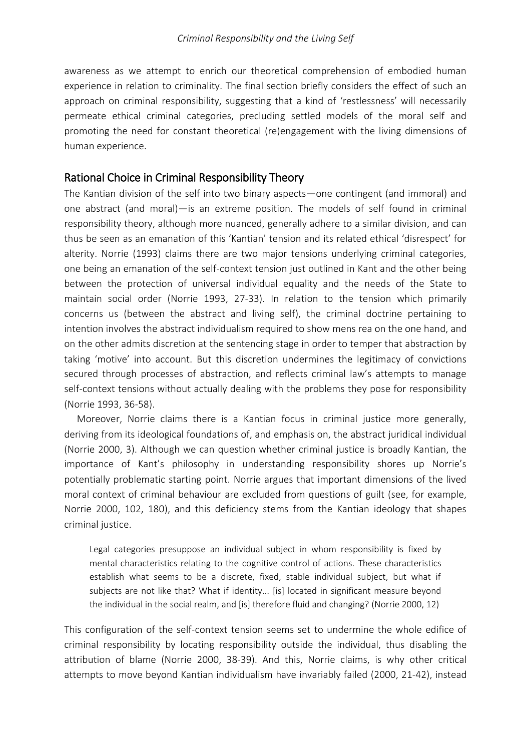awareness as we attempt to enrich our theoretical comprehension of embodied human experience in relation to criminality. The final section briefly considers the effect of such an approach on criminal responsibility, suggesting that a kind of 'restlessness' will necessarily permeate ethical criminal categories, precluding settled models of the moral self and promoting the need for constant theoretical (re)engagement with the living dimensions of human experience.

## Rational Choice in Criminal Responsibility Theory

The Kantian division of the self into two binary aspects—one contingent (and immoral) and one abstract (and moral)—is an extreme position. The models of self found in criminal responsibility theory, although more nuanced, generally adhere to a similar division, and can thus be seen as an emanation of this 'Kantian' tension and its related ethical 'disrespect' for alterity. Norrie (1993) claims there are two major tensions underlying criminal categories, one being an emanation of the self-context tension just outlined in Kant and the other being between the protection of universal individual equality and the needs of the State to maintain social order (Norrie 1993, 27-33). In relation to the tension which primarily concerns us (between the abstract and living self), the criminal doctrine pertaining to intention involves the abstract individualism required to show mens rea on the one hand, and on the other admits discretion at the sentencing stage in order to temper that abstraction by taking 'motive' into account. But this discretion undermines the legitimacy of convictions secured through processes of abstraction, and reflects criminal law's attempts to manage self-context tensions without actually dealing with the problems they pose for responsibility (Norrie 1993, 36-58).

Moreover, Norrie claims there is a Kantian focus in criminal justice more generally, deriving from its ideological foundations of, and emphasis on, the abstract juridical individual (Norrie 2000, 3). Although we can question whether criminal justice is broadly Kantian, the importance of Kant's philosophy in understanding responsibility shores up Norrie's potentially problematic starting point. Norrie argues that important dimensions of the lived moral context of criminal behaviour are excluded from questions of guilt (see, for example, Norrie 2000, 102, 180), and this deficiency stems from the Kantian ideology that shapes criminal justice.

> Legal categories presuppose an individual subject in whom responsibility is fixed by mental characteristics relating to the cognitive control of actions. These characteristics establish what seems to be a discrete, fixed, stable individual subject, but what if subjects are not like that? What if identity... [is] located in significant measure beyond the individual in the social realm, and [is] therefore fluid and changing? (Norrie 2000, 12)

This configuration of the self-context tension seems set to undermine the whole edifice of criminal responsibility by locating responsibility outside the individual, thus disabling the attribution of blame (Norrie 2000, 38-39). And this, Norrie claims, is why other critical attempts to move beyond Kantian individualism have invariably failed (2000, 21-42), instead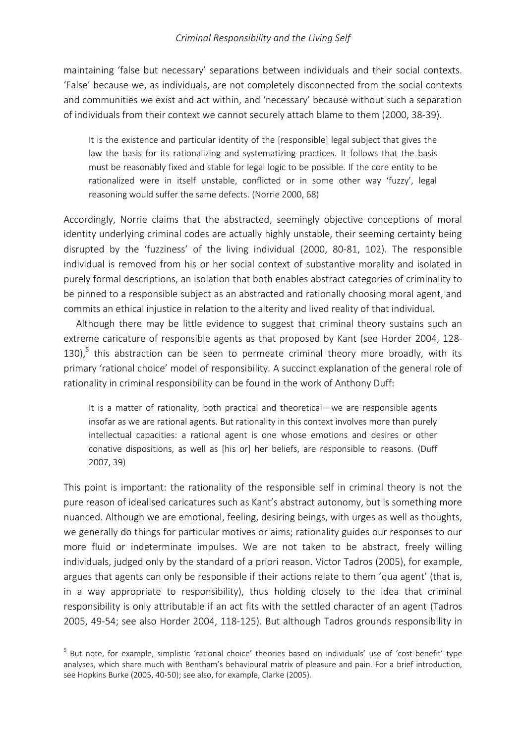maintaining 'false but necessary' separations between individuals and their social contexts. 'False' because we, as individuals, are not completely disconnected from the social contexts and communities we exist and act within, and 'necessary' because without such a separation of individuals from their context we cannot securely attach blame to them (2000, 38-39).

> It is the existence and particular identity of the [responsible] legal subject that gives the law the basis for its rationalizing and systematizing practices. It follows that the basis must be reasonably fixed and stable for legal logic to be possible. If the core entity to be rationalized were in itself unstable, conflicted or in some other way 'fuzzy', legal reasoning would suffer the same defects. (Norrie 2000, 68)

Accordingly, Norrie claims that the abstracted, seemingly objective conceptions of moral identity underlying criminal codes are actually highly unstable, their seeming certainty being disrupted by the 'fuzziness' of the living individual (2000, 80-81, 102). The responsible individual is removed from his or her social context of substantive morality and isolated in purely formal descriptions, an isolation that both enables abstract categories of criminality to be pinned to a responsible subject as an abstracted and rationally choosing moral agent, and commits an ethical injustice in relation to the alterity and lived reality of that individual.

Although there may be little evidence to suggest that criminal theory sustains such an extreme caricature of responsible agents as that proposed by Kant (see Horder 2004, 128-130),[5] this abstraction can be seen to permeate criminal theory more broadly, with its primary 'rational choice' model of responsibility. A succinct explanation of the general role of rationality in criminal responsibility can be found in the work of Anthony Duff:

> It is a matter of rationality, both practical and theoretical—we are responsible agents insofar as we are rational agents. But rationality in this context involves more than purely intellectual capacities: a rational agent is one whose emotions and desires or other conative dispositions, as well as [his or] her beliefs, are responsible to reasons. (Duff 2007, 39)

This point is important: the rationality of the responsible self in criminal theory is not the pure reason of idealised caricatures such as Kant's abstract autonomy, but is something more nuanced. Although we are emotional, feeling, desiring beings, with urges as well as thoughts, we generally do things for particular motives or aims; rationality guides our responses to our more fluid or indeterminate impulses. We are not taken to be abstract, freely willing individuals, judged only by the standard of a priori reason. Victor Tadros (2005), for example, argues that agents can only be responsible if their actions relate to them 'qua agent' (that is, in a way appropriate to responsibility), thus holding closely to the idea that criminal responsibility is only attributable if an act fits with the settled character of an agent (Tadros 2005, 49-54; see also Horder 2004, 118-125). But although Tadros grounds responsibility in

[5] But note, for example, simplistic 'rational choice' theories based on individuals' use of 'cost-benefit' type analyses, which share much with Bentham's behavioural matrix of pleasure and pain. For a brief introduction, see Hopkins Burke (2005, 40-50); see also, for example, Clarke (2005).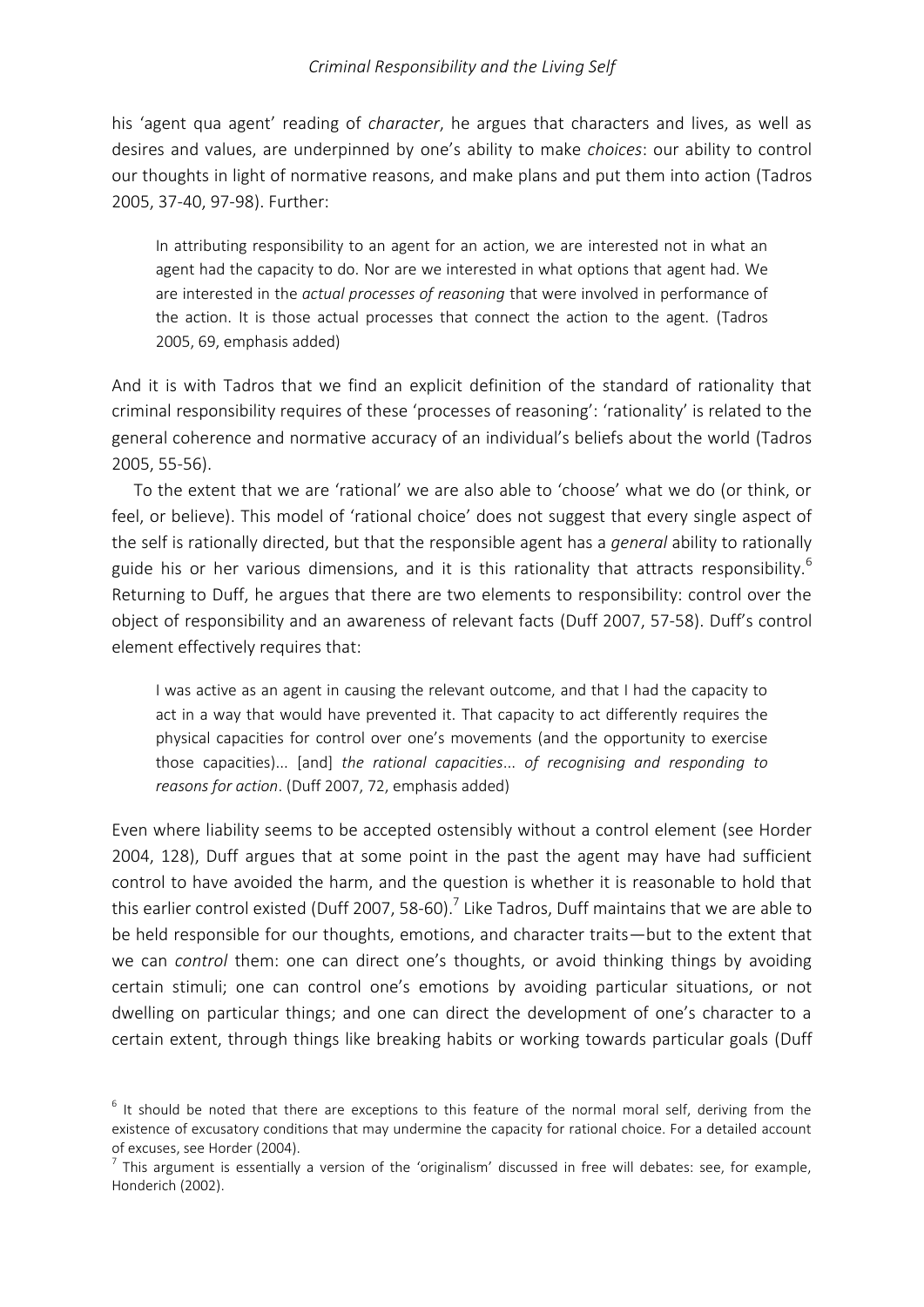his 'agent qua agent' reading of *character*, he argues that characters and lives, as well as desires and values, are underpinned by one's ability to make *choices*: our ability to control our thoughts in light of normative reasons, and make plans and put them into action (Tadros 2005, 37-40, 97-98). Further:

> In attributing responsibility to an agent for an action, we are interested not in what an agent had the capacity to do. Nor are we interested in what options that agent had. We are interested in the *actual processes of reasoning* that were involved in performance of the action. It is those actual processes that connect the action to the agent. (Tadros 2005, 69, emphasis added)

And it is with Tadros that we find an explicit definition of the standard of rationality that criminal responsibility requires of these 'processes of reasoning': 'rationality' is related to the general coherence and normative accuracy of an individual's beliefs about the world (Tadros 2005, 55-56).

To the extent that we are 'rational' we are also able to 'choose' what we do (or think, or feel, or believe). This model of 'rational choice' does not suggest that every single aspect of the self is rationally directed, but that the responsible agent has a *general* ability to rationally guide his or her various dimensions, and it is this rationality that attracts responsibility.[6] Returning to Duff, he argues that there are two elements to responsibility: control over the object of responsibility and an awareness of relevant facts (Duff 2007, 57-58). Duff's control element effectively requires that:

> I was active as an agent in causing the relevant outcome, and that I had the capacity to act in a way that would have prevented it. That capacity to act differently requires the physical capacities for control over one's movements (and the opportunity to exercise those capacities)... [and] *the rational capacities... of recognising and responding to reasons for action*. (Duff 2007, 72, emphasis added)

Even where liability seems to be accepted ostensibly without a control element (see Horder 2004, 128), Duff argues that at some point in the past the agent may have had sufficient control to have avoided the harm, and the question is whether it is reasonable to hold that this earlier control existed (Duff 2007, 58-60).[7] Like Tadros, Duff maintains that we are able to be held responsible for our thoughts, emotions, and character traits—but to the extent that we can *control* them: one can direct one's thoughts, or avoid thinking things by avoiding certain stimuli; one can control one's emotions by avoiding particular situations, or not dwelling on particular things; and one can direct the development of one's character to a certain extent, through things like breaking habits or working towards particular goals (Duff

[6] It should be noted that there are exceptions to this feature of the normal moral self, deriving from the existence of excusatory conditions that may undermine the capacity for rational choice. For a detailed account of excuses, see Horder (2004).

[7] This argument is essentially a version of the 'originalism' discussed in free will debates: see, for example, Honderich (2002).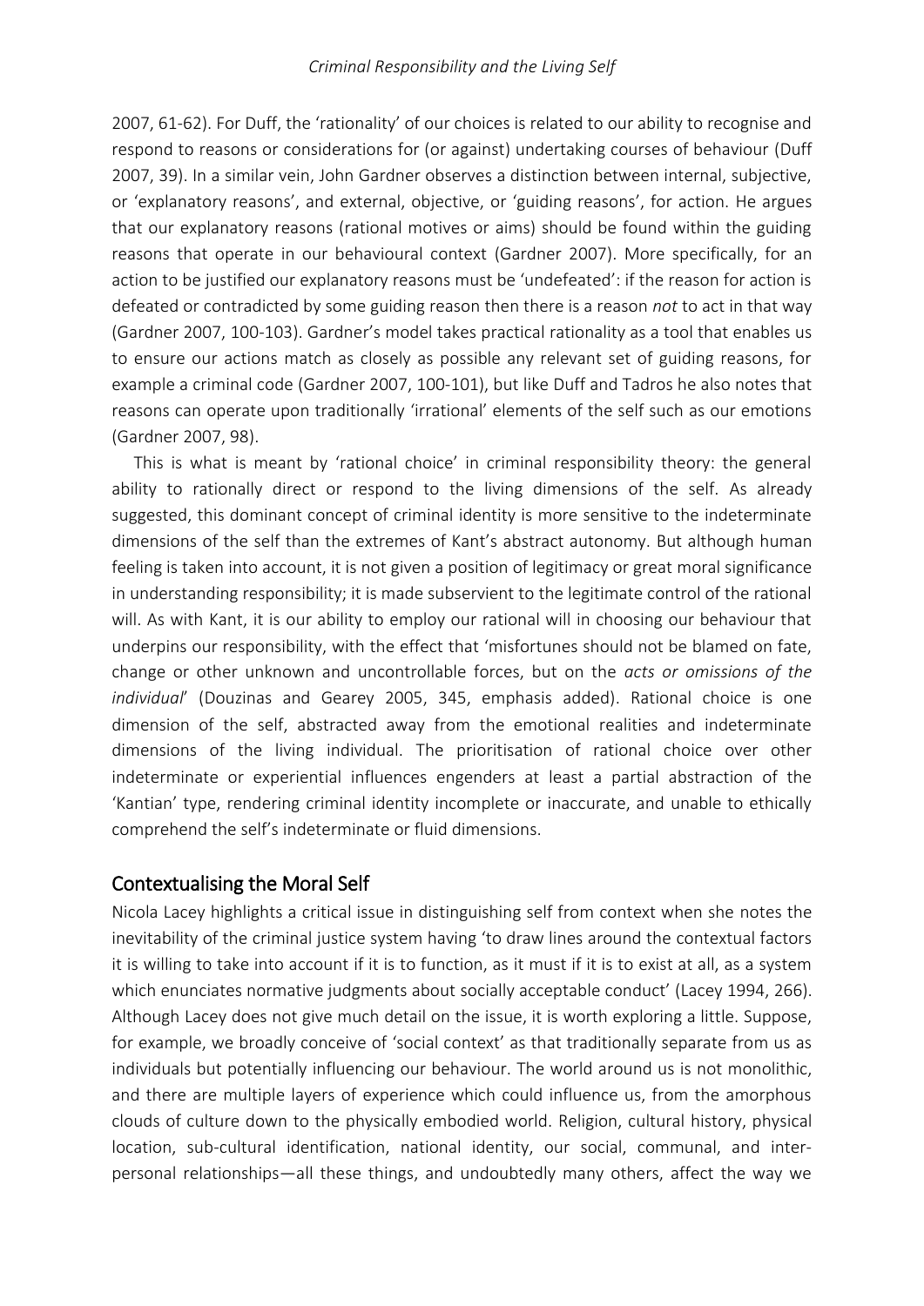2007, 61-62). For Duff, the 'rationality' of our choices is related to our ability to recognise and respond to reasons or considerations for (or against) undertaking courses of behaviour (Duff 2007, 39). In a similar vein, John Gardner observes a distinction between internal, subjective, or 'explanatory reasons', and external, objective, or 'guiding reasons', for action. He argues that our explanatory reasons (rational motives or aims) should be found within the guiding reasons that operate in our behavioural context (Gardner 2007). More specifically, for an action to be justified our explanatory reasons must be 'undefeated': if the reason for action is defeated or contradicted by some guiding reason then there is a reason *not* to act in that way (Gardner 2007, 100-103). Gardner's model takes practical rationality as a tool that enables us to ensure our actions match as closely as possible any relevant set of guiding reasons, for example a criminal code (Gardner 2007, 100-101), but like Duff and Tadros he also notes that reasons can operate upon traditionally 'irrational' elements of the self such as our emotions (Gardner 2007, 98).

This is what is meant by 'rational choice' in criminal responsibility theory: the general ability to rationally direct or respond to the living dimensions of the self. As already suggested, this dominant concept of criminal identity is more sensitive to the indeterminate dimensions of the self than the extremes of Kant's abstract autonomy. But although human feeling is taken into account, it is not given a position of legitimacy or great moral significance in understanding responsibility; it is made subservient to the legitimate control of the rational will. As with Kant, it is our ability to employ our rational will in choosing our behaviour that underpins our responsibility, with the effect that 'misfortunes should not be blamed on fate, change or other unknown and uncontrollable forces, but on the *acts or omissions of the individual*' (Douzinas and Gearey 2005, 345, emphasis added). Rational choice is one dimension of the self, abstracted away from the emotional realities and indeterminate dimensions of the living individual. The prioritisation of rational choice over other indeterminate or experiential influences engenders at least a partial abstraction of the 'Kantian' type, rendering criminal identity incomplete or inaccurate, and unable to ethically comprehend the self's indeterminate or fluid dimensions.

## Contextualising the Moral Self

Nicola Lacey highlights a critical issue in distinguishing self from context when she notes the inevitability of the criminal justice system having 'to draw lines around the contextual factors it is willing to take into account if it is to function, as it must if it is to exist at all, as a system which enunciates normative judgments about socially acceptable conduct' (Lacey 1994, 266). Although Lacey does not give much detail on the issue, it is worth exploring a little. Suppose, for example, we broadly conceive of 'social context' as that traditionally separate from us as individuals but potentially influencing our behaviour. The world around us is not monolithic, and there are multiple layers of experience which could influence us, from the amorphous clouds of culture down to the physically embodied world. Religion, cultural history, physical location, sub-cultural identification, national identity, our social, communal, and inter-personal relationships—all these things, and undoubtedly many others, affect the way we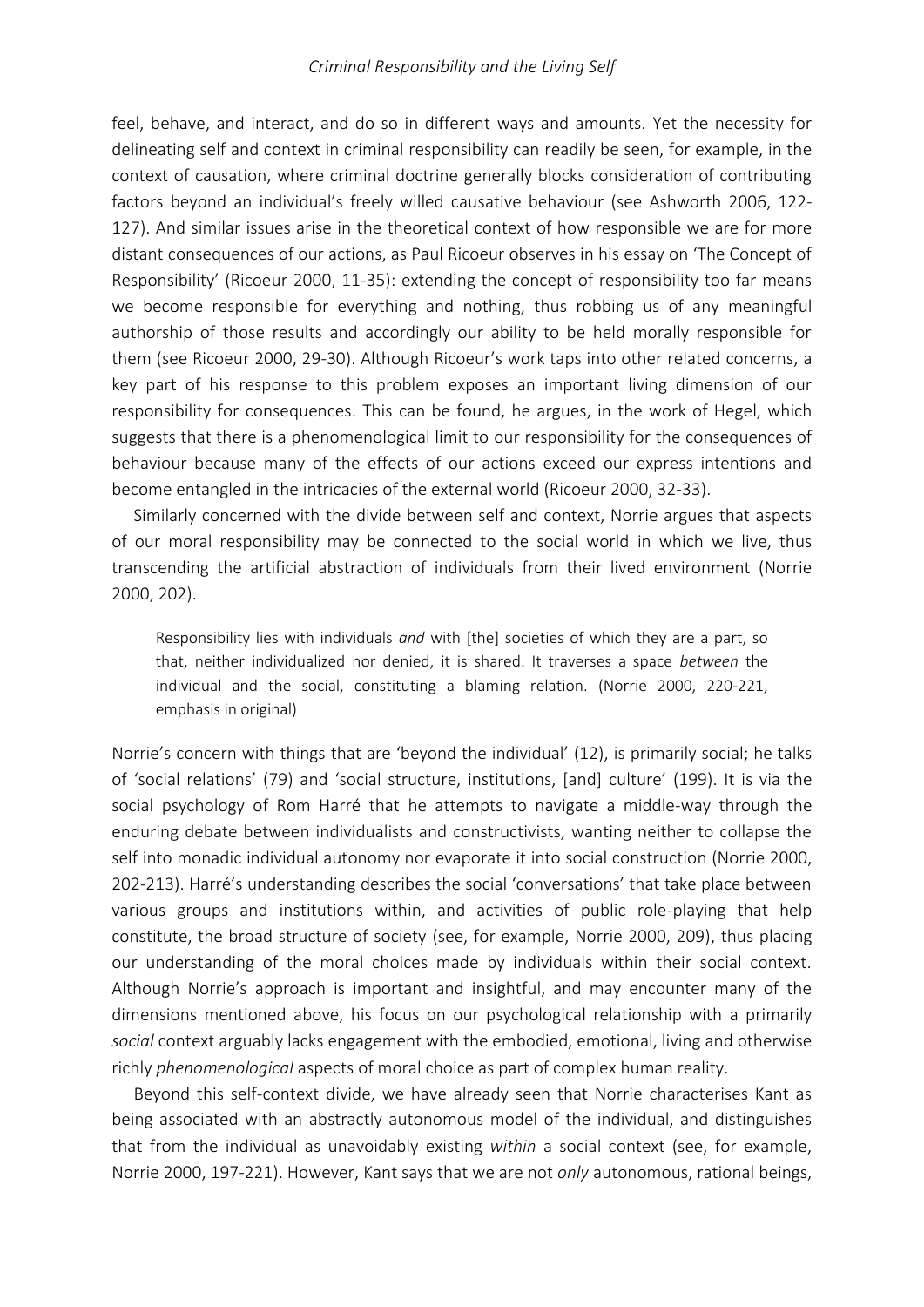feel, behave, and interact, and do so in different ways and amounts. Yet the necessity for delineating self and context in criminal responsibility can readily be seen, for example, in the context of causation, where criminal doctrine generally blocks consideration of contributing factors beyond an individual's freely willed causative behaviour (see Ashworth 2006, 122-127). And similar issues arise in the theoretical context of how responsible we are for more distant consequences of our actions, as Paul Ricoeur observes in his essay on 'The Concept of Responsibility' (Ricoeur 2000, 11-35): extending the concept of responsibility too far means we become responsible for everything and nothing, thus robbing us of any meaningful authorship of those results and accordingly our ability to be held morally responsible for them (see Ricoeur 2000, 29-30). Although Ricoeur's work taps into other related concerns, a key part of his response to this problem exposes an important living dimension of our responsibility for consequences. This can be found, he argues, in the work of Hegel, which suggests that there is a phenomenological limit to our responsibility for the consequences of behaviour because many of the effects of our actions exceed our express intentions and become entangled in the intricacies of the external world (Ricoeur 2000, 32-33).

Similarly concerned with the divide between self and context, Norrie argues that aspects of our moral responsibility may be connected to the social world in which we live, thus transcending the artificial abstraction of individuals from their lived environment (Norrie 2000, 202).

> Responsibility lies with individuals *and* with [the] societies of which they are a part, so that, neither individualized nor denied, it is shared. It traverses a space *between* the individual and the social, constituting a blaming relation. (Norrie 2000, 220-221, emphasis in original)

Norrie's concern with things that are 'beyond the individual' (12), is primarily social; he talks of 'social relations' (79) and 'social structure, institutions, [and] culture' (199). It is via the social psychology of Rom Harré that he attempts to navigate a middle-way through the enduring debate between individualists and constructivists, wanting neither to collapse the self into monadic individual autonomy nor evaporate it into social construction (Norrie 2000, 202-213). Harré's understanding describes the social 'conversations' that take place between various groups and institutions within, and activities of public role-playing that help constitute, the broad structure of society (see, for example, Norrie 2000, 209), thus placing our understanding of the moral choices made by individuals within their social context. Although Norrie's approach is important and insightful, and may encounter many of the dimensions mentioned above, his focus on our psychological relationship with a primarily *social* context arguably lacks engagement with the embodied, emotional, living and otherwise richly *phenomenological* aspects of moral choice as part of complex human reality.

Beyond this self-context divide, we have already seen that Norrie characterises Kant as being associated with an abstractly autonomous model of the individual, and distinguishes that from the individual as unavoidably existing *within* a social context (see, for example, Norrie 2000, 197-221). However, Kant says that we are not *only* autonomous, rational beings,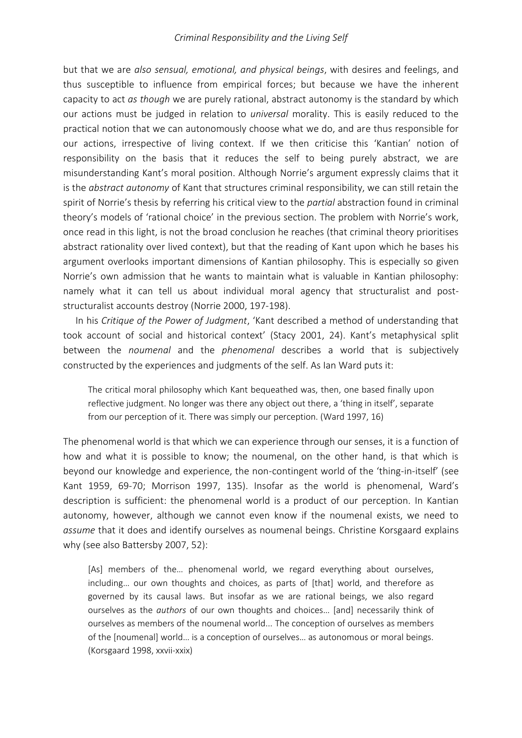but that we are *also sensual, emotional, and physical beings*, with desires and feelings, and thus susceptible to influence from empirical forces; but because we have the inherent capacity to act *as though* we are purely rational, abstract autonomy is the standard by which our actions must be judged in relation to *universal* morality. This is easily reduced to the practical notion that we can autonomously choose what we do, and are thus responsible for our actions, irrespective of living context. If we then criticise this 'Kantian' notion of responsibility on the basis that it reduces the self to being purely abstract, we are misunderstanding Kant's moral position. Although Norrie's argument expressly claims that it is the *abstract autonomy* of Kant that structures criminal responsibility, we can still retain the spirit of Norrie's thesis by referring his critical view to the *partial* abstraction found in criminal theory's models of 'rational choice' in the previous section. The problem with Norrie's work, once read in this light, is not the broad conclusion he reaches (that criminal theory prioritises abstract rationality over lived context), but that the reading of Kant upon which he bases his argument overlooks important dimensions of Kantian philosophy. This is especially so given Norrie's own admission that he wants to maintain what is valuable in Kantian philosophy: namely what it can tell us about individual moral agency that structuralist and post-structuralist accounts destroy (Norrie 2000, 197-198).

In his *Critique of the Power of Judgment*, 'Kant described a method of understanding that took account of social and historical context' (Stacy 2001, 24). Kant's metaphysical split between the *noumenal* and the *phenomenal* describes a world that is subjectively constructed by the experiences and judgments of the self. As Ian Ward puts it:

> The critical moral philosophy which Kant bequeathed was, then, one based finally upon reflective judgment. No longer was there any object out there, a 'thing in itself', separate from our perception of it. There was simply our perception. (Ward 1997, 16)

The phenomenal world is that which we can experience through our senses, it is a function of how and what it is possible to know; the noumenal, on the other hand, is that which is beyond our knowledge and experience, the non-contingent world of the 'thing-in-itself' (see Kant 1959, 69-70; Morrison 1997, 135). Insofar as the world is phenomenal, Ward's description is sufficient: the phenomenal world is a product of our perception. In Kantian autonomy, however, although we cannot even know if the noumenal exists, we need to *assume* that it does and identify ourselves as noumenal beings. Christine Korsgaard explains why (see also Battersby 2007, 52):

> [As] members of the… phenomenal world, we regard everything about ourselves, including… our own thoughts and choices, as parts of [that] world, and therefore as governed by its causal laws. But insofar as we are rational beings, we also regard ourselves as the *authors* of our own thoughts and choices… [and] necessarily think of ourselves as members of the noumenal world... The conception of ourselves as members of the [noumenal] world… is a conception of ourselves… as autonomous or moral beings. (Korsgaard 1998, xxvii-xxix)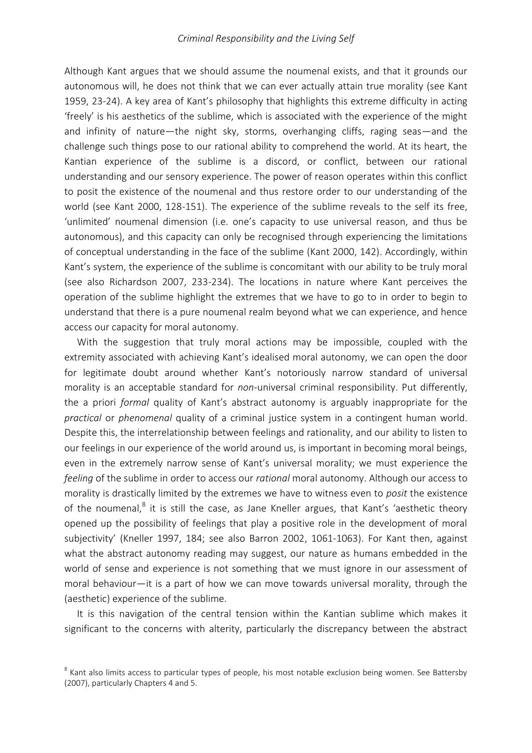Although Kant argues that we should assume the noumenal exists, and that it grounds our autonomous will, he does not think that we can ever actually attain true morality (see Kant 1959, 23-24). A key area of Kant's philosophy that highlights this extreme difficulty in acting 'freely' is his aesthetics of the sublime, which is associated with the experience of the might and infinity of nature—the night sky, storms, overhanging cliffs, raging seas—and the challenge such things pose to our rational ability to comprehend the world. At its heart, the Kantian experience of the sublime is a discord, or conflict, between our rational understanding and our sensory experience. The power of reason operates within this conflict to posit the existence of the noumenal and thus restore order to our understanding of the world (see Kant 2000, 128-151). The experience of the sublime reveals to the self its free, 'unlimited' noumenal dimension (i.e. one's capacity to use universal reason, and thus be autonomous), and this capacity can only be recognised through experiencing the limitations of conceptual understanding in the face of the sublime (Kant 2000, 142). Accordingly, within Kant's system, the experience of the sublime is concomitant with our ability to be truly moral (see also Richardson 2007, 233-234). The locations in nature where Kant perceives the operation of the sublime highlight the extremes that we have to go to in order to begin to understand that there is a pure noumenal realm beyond what we can experience, and hence access our capacity for moral autonomy.

With the suggestion that truly moral actions may be impossible, coupled with the extremity associated with achieving Kant's idealised moral autonomy, we can open the door for legitimate doubt around whether Kant's notoriously narrow standard of universal morality is an acceptable standard for *non*-universal criminal responsibility. Put differently, the a priori *formal* quality of Kant's abstract autonomy is arguably inappropriate for the *practical* or *phenomenal* quality of a criminal justice system in a contingent human world. Despite this, the interrelationship between feelings and rationality, and our ability to listen to our feelings in our experience of the world around us, is important in becoming moral beings, even in the extremely narrow sense of Kant's universal morality; we must experience the *feeling* of the sublime in order to access our *rational* moral autonomy. Although our access to morality is drastically limited by the extremes we have to witness even to *posit* the existence of the noumenal,[8] it is still the case, as Jane Kneller argues, that Kant's 'aesthetic theory opened up the possibility of feelings that play a positive role in the development of moral subjectivity' (Kneller 1997, 184; see also Barron 2002, 1061-1063). For Kant then, against what the abstract autonomy reading may suggest, our nature as humans embedded in the world of sense and experience is not something that we must ignore in our assessment of moral behaviour—it is a part of how we can move towards universal morality, through the (aesthetic) experience of the sublime.

It is this navigation of the central tension within the Kantian sublime which makes it significant to the concerns with alterity, particularly the discrepancy between the abstract

[8] Kant also limits access to particular types of people, his most notable exclusion being women. See Battersby (2007), particularly Chapters 4 and 5.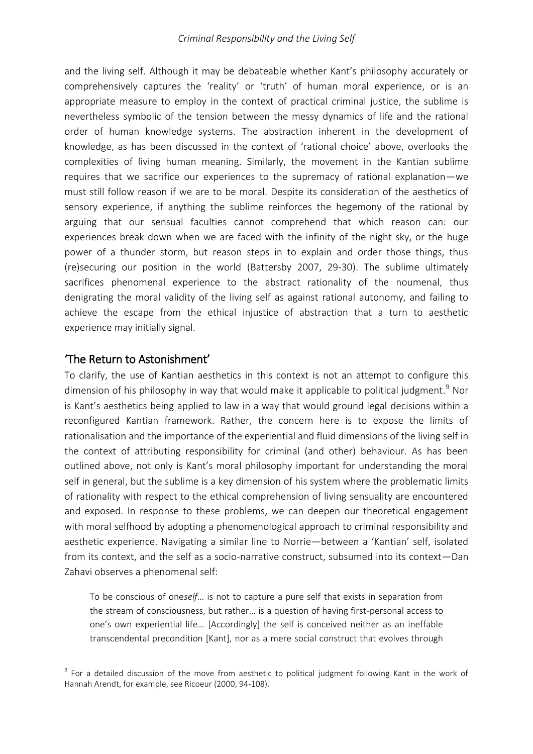and the living self. Although it may be debateable whether Kant's philosophy accurately or comprehensively captures the 'reality' or 'truth' of human moral experience, or is an appropriate measure to employ in the context of practical criminal justice, the sublime is nevertheless symbolic of the tension between the messy dynamics of life and the rational order of human knowledge systems. The abstraction inherent in the development of knowledge, as has been discussed in the context of 'rational choice' above, overlooks the complexities of living human meaning. Similarly, the movement in the Kantian sublime requires that we sacrifice our experiences to the supremacy of rational explanation—we must still follow reason if we are to be moral. Despite its consideration of the aesthetics of sensory experience, if anything the sublime reinforces the hegemony of the rational by arguing that our sensual faculties cannot comprehend that which reason can: our experiences break down when we are faced with the infinity of the night sky, or the huge power of a thunder storm, but reason steps in to explain and order those things, thus (re)securing our position in the world (Battersby 2007, 29-30). The sublime ultimately sacrifices phenomenal experience to the abstract rationality of the noumenal, thus denigrating the moral validity of the living self as against rational autonomy, and failing to achieve the escape from the ethical injustice of abstraction that a turn to aesthetic experience may initially signal.

## 'The Return to Astonishment'

To clarify, the use of Kantian aesthetics in this context is not an attempt to configure this dimension of his philosophy in way that would make it applicable to political judgment.[9] Nor is Kant's aesthetics being applied to law in a way that would ground legal decisions within a reconfigured Kantian framework. Rather, the concern here is to expose the limits of rationalisation and the importance of the experiential and fluid dimensions of the living self in the context of attributing responsibility for criminal (and other) behaviour. As has been outlined above, not only is Kant's moral philosophy important for understanding the moral self in general, but the sublime is a key dimension of his system where the problematic limits of rationality with respect to the ethical comprehension of living sensuality are encountered and exposed. In response to these problems, we can deepen our theoretical engagement with moral selfhood by adopting a phenomenological approach to criminal responsibility and aesthetic experience. Navigating a similar line to Norrie—between a 'Kantian' self, isolated from its context, and the self as a socio-narrative construct, subsumed into its context—Dan Zahavi observes a phenomenal self:

> To be conscious of one*self*… is not to capture a pure self that exists in separation from the stream of consciousness, but rather… is a question of having first-personal access to one's own experiential life… [Accordingly] the self is conceived neither as an ineffable transcendental precondition [Kant], nor as a mere social construct that evolves through

[9] For a detailed discussion of the move from aesthetic to political judgment following Kant in the work of Hannah Arendt, for example, see Ricoeur (2000, 94-108).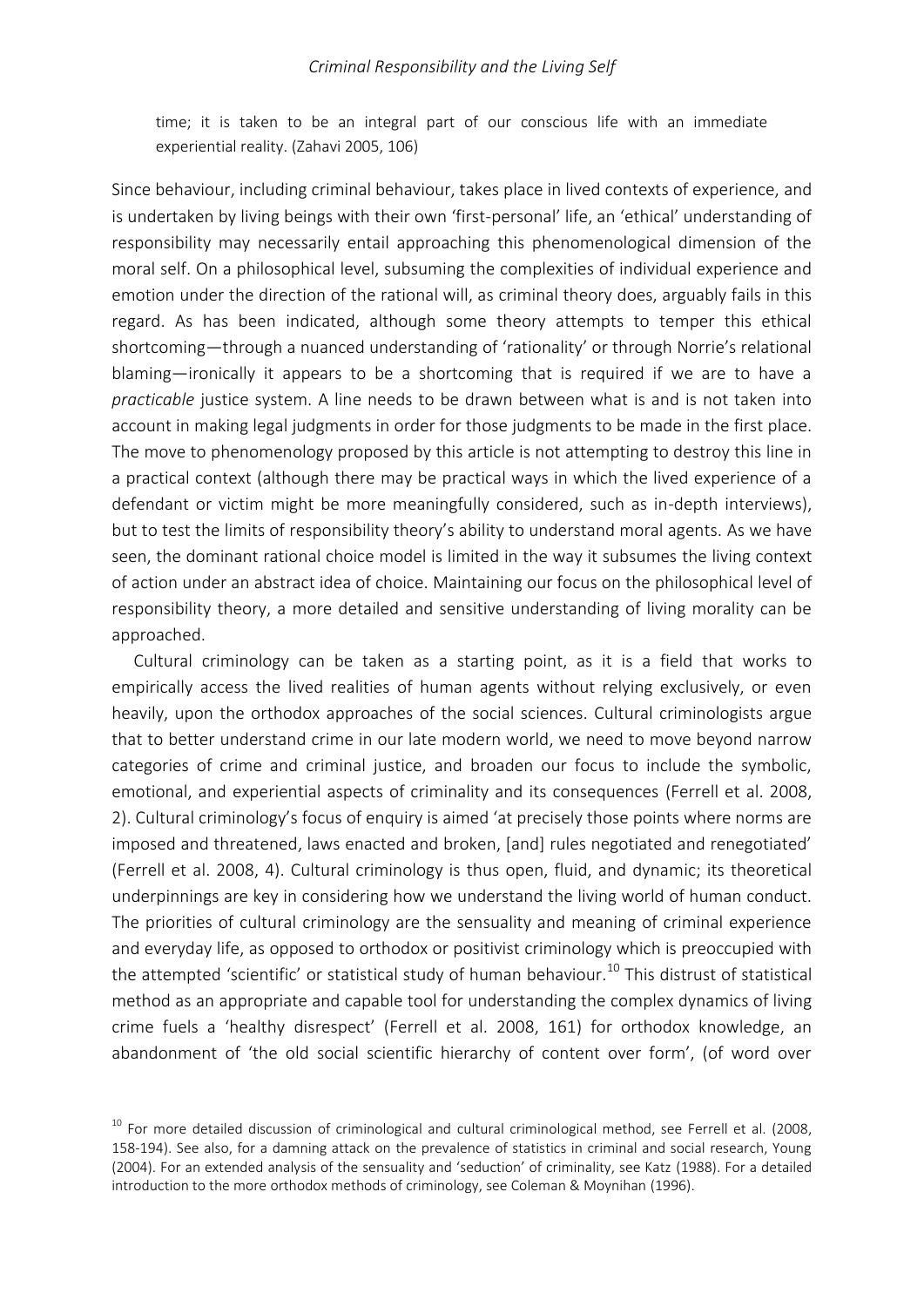time; it is taken to be an integral part of our conscious life with an immediate experiential reality. (Zahavi 2005, 106)

Since behaviour, including criminal behaviour, takes place in lived contexts of experience, and is undertaken by living beings with their own 'first-personal' life, an 'ethical' understanding of responsibility may necessarily entail approaching this phenomenological dimension of the moral self. On a philosophical level, subsuming the complexities of individual experience and emotion under the direction of the rational will, as criminal theory does, arguably fails in this regard. As has been indicated, although some theory attempts to temper this ethical shortcoming—through a nuanced understanding of 'rationality' or through Norrie's relational blaming—ironically it appears to be a shortcoming that is required if we are to have a *practicable* justice system. A line needs to be drawn between what is and is not taken into account in making legal judgments in order for those judgments to be made in the first place. The move to phenomenology proposed by this article is not attempting to destroy this line in a practical context (although there may be practical ways in which the lived experience of a defendant or victim might be more meaningfully considered, such as in-depth interviews), but to test the limits of responsibility theory's ability to understand moral agents. As we have seen, the dominant rational choice model is limited in the way it subsumes the living context of action under an abstract idea of choice. Maintaining our focus on the philosophical level of responsibility theory, a more detailed and sensitive understanding of living morality can be approached.

Cultural criminology can be taken as a starting point, as it is a field that works to empirically access the lived realities of human agents without relying exclusively, or even heavily, upon the orthodox approaches of the social sciences. Cultural criminologists argue that to better understand crime in our late modern world, we need to move beyond narrow categories of crime and criminal justice, and broaden our focus to include the symbolic, emotional, and experiential aspects of criminality and its consequences (Ferrell et al. 2008, 2). Cultural criminology's focus of enquiry is aimed 'at precisely those points where norms are imposed and threatened, laws enacted and broken, [and] rules negotiated and renegotiated' (Ferrell et al. 2008, 4). Cultural criminology is thus open, fluid, and dynamic; its theoretical underpinnings are key in considering how we understand the living world of human conduct. The priorities of cultural criminology are the sensuality and meaning of criminal experience and everyday life, as opposed to orthodox or positivist criminology which is preoccupied with the attempted 'scientific' or statistical study of human behaviour.[10] This distrust of statistical method as an appropriate and capable tool for understanding the complex dynamics of living crime fuels a 'healthy disrespect' (Ferrell et al. 2008, 161) for orthodox knowledge, an abandonment of 'the old social scientific hierarchy of content over form', (of word over

[10] For more detailed discussion of criminological and cultural criminological method, see Ferrell et al. (2008, 158-194). See also, for a damning attack on the prevalence of statistics in criminal and social research, Young (2004). For an extended analysis of the sensuality and 'seduction' of criminality, see Katz (1988). For a detailed introduction to the more orthodox methods of criminology, see Coleman & Moynihan (1996).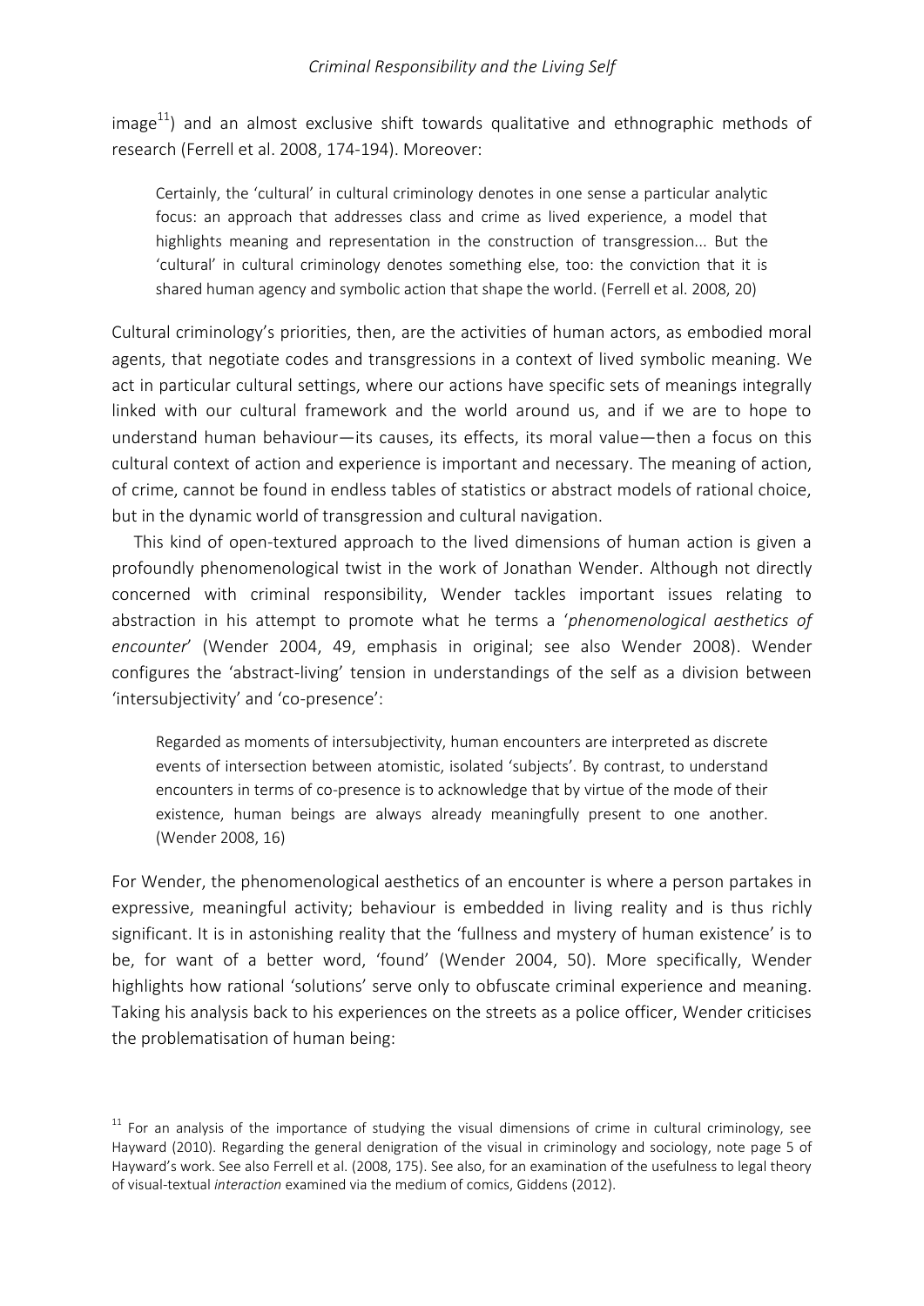image[11]) and an almost exclusive shift towards qualitative and ethnographic methods of research (Ferrell et al. 2008, 174-194). Moreover:

> Certainly, the 'cultural' in cultural criminology denotes in one sense a particular analytic focus: an approach that addresses class and crime as lived experience, a model that highlights meaning and representation in the construction of transgression... But the 'cultural' in cultural criminology denotes something else, too: the conviction that it is shared human agency and symbolic action that shape the world. (Ferrell et al. 2008, 20)

Cultural criminology's priorities, then, are the activities of human actors, as embodied moral agents, that negotiate codes and transgressions in a context of lived symbolic meaning. We act in particular cultural settings, where our actions have specific sets of meanings integrally linked with our cultural framework and the world around us, and if we are to hope to understand human behaviour—its causes, its effects, its moral value—then a focus on this cultural context of action and experience is important and necessary. The meaning of action, of crime, cannot be found in endless tables of statistics or abstract models of rational choice, but in the dynamic world of transgression and cultural navigation.

This kind of open-textured approach to the lived dimensions of human action is given a profoundly phenomenological twist in the work of Jonathan Wender. Although not directly concerned with criminal responsibility, Wender tackles important issues relating to abstraction in his attempt to promote what he terms a '*phenomenological aesthetics of encounter*' (Wender 2004, 49, emphasis in original; see also Wender 2008). Wender configures the 'abstract-living' tension in understandings of the self as a division between 'intersubjectivity' and 'co-presence':

> Regarded as moments of intersubjectivity, human encounters are interpreted as discrete events of intersection between atomistic, isolated 'subjects'. By contrast, to understand encounters in terms of co-presence is to acknowledge that by virtue of the mode of their existence, human beings are always already meaningfully present to one another. (Wender 2008, 16)

For Wender, the phenomenological aesthetics of an encounter is where a person partakes in expressive, meaningful activity; behaviour is embedded in living reality and is thus richly significant. It is in astonishing reality that the 'fullness and mystery of human existence' is to be, for want of a better word, 'found' (Wender 2004, 50). More specifically, Wender highlights how rational 'solutions' serve only to obfuscate criminal experience and meaning. Taking his analysis back to his experiences on the streets as a police officer, Wender criticises the problematisation of human being:

[11] For an analysis of the importance of studying the visual dimensions of crime in cultural criminology, see Hayward (2010). Regarding the general denigration of the visual in criminology and sociology, note page 5 of Hayward's work. See also Ferrell et al. (2008, 175). See also, for an examination of the usefulness to legal theory of visual-textual *interaction* examined via the medium of comics, Giddens (2012).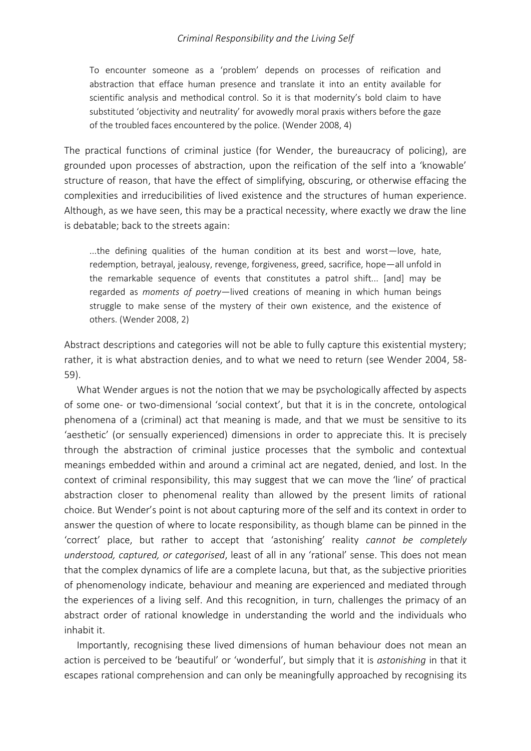> To encounter someone as a 'problem' depends on processes of reification and abstraction that efface human presence and translate it into an entity available for scientific analysis and methodical control. So it is that modernity's bold claim to have substituted 'objectivity and neutrality' for avowedly moral praxis withers before the gaze of the troubled faces encountered by the police. (Wender 2008, 4)

The practical functions of criminal justice (for Wender, the bureaucracy of policing), are grounded upon processes of abstraction, upon the reification of the self into a 'knowable' structure of reason, that have the effect of simplifying, obscuring, or otherwise effacing the complexities and irreducibilities of lived existence and the structures of human experience. Although, as we have seen, this may be a practical necessity, where exactly we draw the line is debatable; back to the streets again:

> ...the defining qualities of the human condition at its best and worst—love, hate, redemption, betrayal, jealousy, revenge, forgiveness, greed, sacrifice, hope—all unfold in the remarkable sequence of events that constitutes a patrol shift... [and] may be regarded as *moments of poetry*—lived creations of meaning in which human beings struggle to make sense of the mystery of their own existence, and the existence of others. (Wender 2008, 2)

Abstract descriptions and categories will not be able to fully capture this existential mystery; rather, it is what abstraction denies, and to what we need to return (see Wender 2004, 58-59).

What Wender argues is not the notion that we may be psychologically affected by aspects of some one- or two-dimensional 'social context', but that it is in the concrete, ontological phenomena of a (criminal) act that meaning is made, and that we must be sensitive to its 'aesthetic' (or sensually experienced) dimensions in order to appreciate this. It is precisely through the abstraction of criminal justice processes that the symbolic and contextual meanings embedded within and around a criminal act are negated, denied, and lost. In the context of criminal responsibility, this may suggest that we can move the 'line' of practical abstraction closer to phenomenal reality than allowed by the present limits of rational choice. But Wender's point is not about capturing more of the self and its context in order to answer the question of where to locate responsibility, as though blame can be pinned in the 'correct' place, but rather to accept that 'astonishing' reality *cannot be completely understood, captured, or categorised*, least of all in any 'rational' sense. This does not mean that the complex dynamics of life are a complete lacuna, but that, as the subjective priorities of phenomenology indicate, behaviour and meaning are experienced and mediated through the experiences of a living self. And this recognition, in turn, challenges the primacy of an abstract order of rational knowledge in understanding the world and the individuals who inhabit it.

Importantly, recognising these lived dimensions of human behaviour does not mean an action is perceived to be 'beautiful' or 'wonderful', but simply that it is *astonishing* in that it escapes rational comprehension and can only be meaningfully approached by recognising its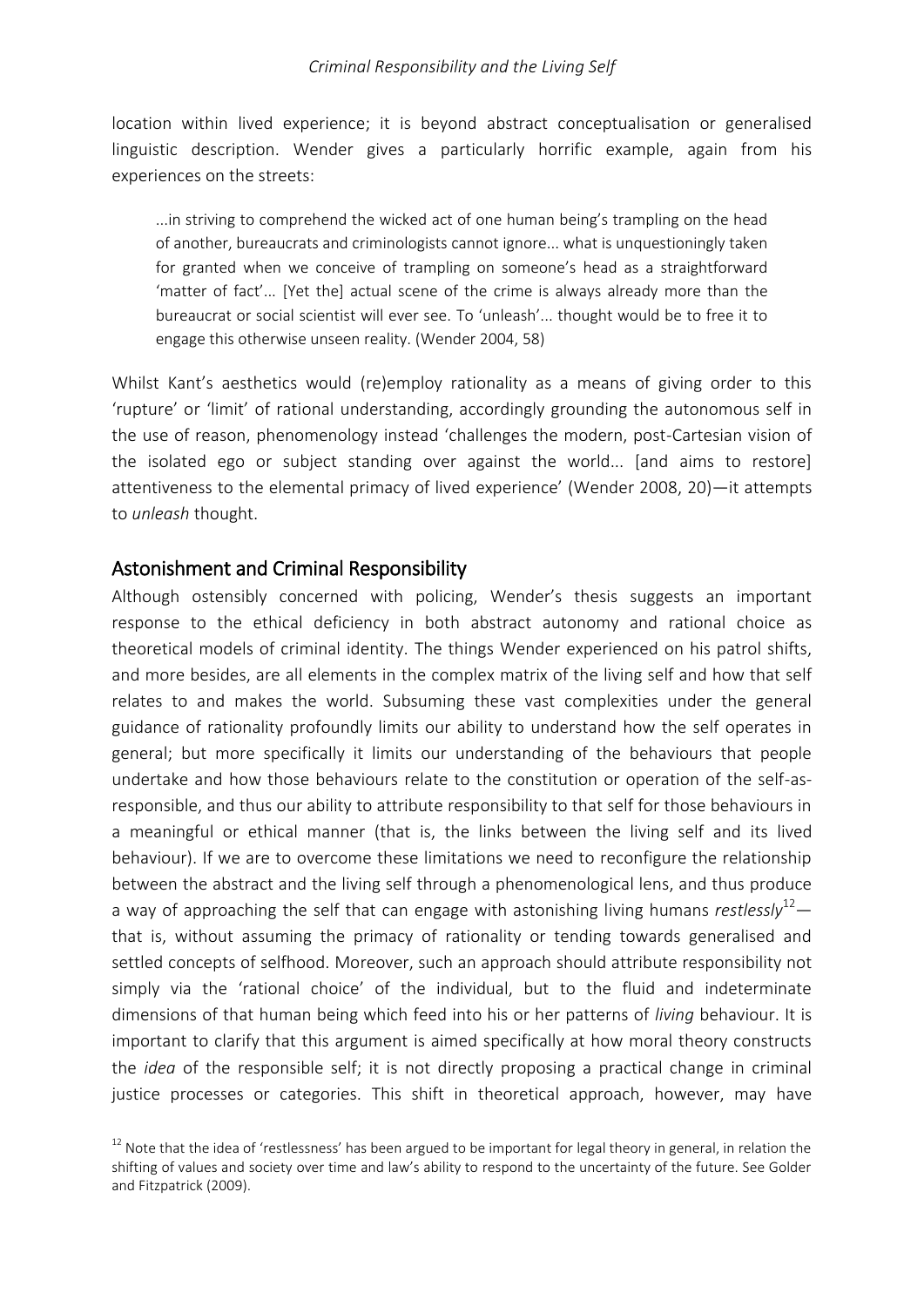location within lived experience; it is beyond abstract conceptualisation or generalised linguistic description. Wender gives a particularly horrific example, again from his experiences on the streets:

> ...in striving to comprehend the wicked act of one human being's trampling on the head of another, bureaucrats and criminologists cannot ignore... what is unquestioningly taken for granted when we conceive of trampling on someone's head as a straightforward 'matter of fact'... [Yet the] actual scene of the crime is always already more than the bureaucrat or social scientist will ever see. To 'unleash'... thought would be to free it to engage this otherwise unseen reality. (Wender 2004, 58)

Whilst Kant's aesthetics would (re)employ rationality as a means of giving order to this 'rupture' or 'limit' of rational understanding, accordingly grounding the autonomous self in the use of reason, phenomenology instead 'challenges the modern, post-Cartesian vision of the isolated ego or subject standing over against the world... [and aims to restore] attentiveness to the elemental primacy of lived experience' (Wender 2008, 20)—it attempts to *unleash* thought.

## Astonishment and Criminal Responsibility

Although ostensibly concerned with policing, Wender's thesis suggests an important response to the ethical deficiency in both abstract autonomy and rational choice as theoretical models of criminal identity. The things Wender experienced on his patrol shifts, and more besides, are all elements in the complex matrix of the living self and how that self relates to and makes the world. Subsuming these vast complexities under the general guidance of rationality profoundly limits our ability to understand how the self operates in general; but more specifically it limits our understanding of the behaviours that people undertake and how those behaviours relate to the constitution or operation of the self-as-responsible, and thus our ability to attribute responsibility to that self for those behaviours in a meaningful or ethical manner (that is, the links between the living self and its lived behaviour). If we are to overcome these limitations we need to reconfigure the relationship between the abstract and the living self through a phenomenological lens, and thus produce a way of approaching the self that can engage with astonishing living humans *restlessly*[12]—that is, without assuming the primacy of rationality or tending towards generalised and settled concepts of selfhood. Moreover, such an approach should attribute responsibility not simply via the 'rational choice' of the individual, but to the fluid and indeterminate dimensions of that human being which feed into his or her patterns of *living* behaviour. It is important to clarify that this argument is aimed specifically at how moral theory constructs the *idea* of the responsible self; it is not directly proposing a practical change in criminal justice processes or categories. This shift in theoretical approach, however, may have

[12] Note that the idea of 'restlessness' has been argued to be important for legal theory in general, in relation the shifting of values and society over time and law's ability to respond to the uncertainty of the future. See Golder and Fitzpatrick (2009).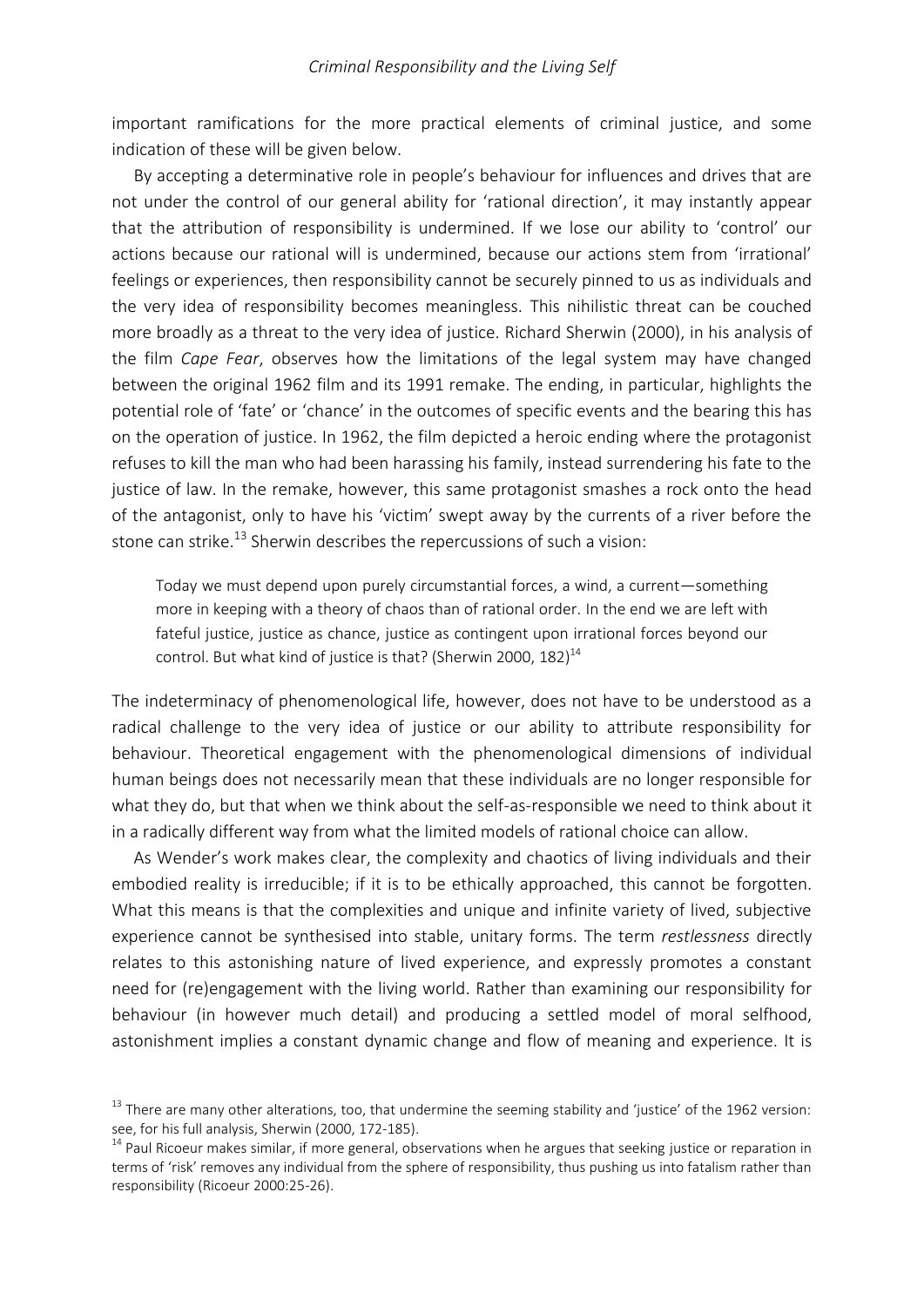important ramifications for the more practical elements of criminal justice, and some indication of these will be given below.

By accepting a determinative role in people's behaviour for influences and drives that are not under the control of our general ability for 'rational direction', it may instantly appear that the attribution of responsibility is undermined. If we lose our ability to 'control' our actions because our rational will is undermined, because our actions stem from 'irrational' feelings or experiences, then responsibility cannot be securely pinned to us as individuals and the very idea of responsibility becomes meaningless. This nihilistic threat can be couched more broadly as a threat to the very idea of justice. Richard Sherwin (2000), in his analysis of the film *Cape Fear*, observes how the limitations of the legal system may have changed between the original 1962 film and its 1991 remake. The ending, in particular, highlights the potential role of 'fate' or 'chance' in the outcomes of specific events and the bearing this has on the operation of justice. In 1962, the film depicted a heroic ending where the protagonist refuses to kill the man who had been harassing his family, instead surrendering his fate to the justice of law. In the remake, however, this same protagonist smashes a rock onto the head of the antagonist, only to have his 'victim' swept away by the currents of a river before the stone can strike.[13] Sherwin describes the repercussions of such a vision:

> Today we must depend upon purely circumstantial forces, a wind, a current—something more in keeping with a theory of chaos than of rational order. In the end we are left with fateful justice, justice as chance, justice as contingent upon irrational forces beyond our control. But what kind of justice is that? (Sherwin 2000, 182)[14]

The indeterminacy of phenomenological life, however, does not have to be understood as a radical challenge to the very idea of justice or our ability to attribute responsibility for behaviour. Theoretical engagement with the phenomenological dimensions of individual human beings does not necessarily mean that these individuals are no longer responsible for what they do, but that when we think about the self-as-responsible we need to think about it in a radically different way from what the limited models of rational choice can allow.

As Wender's work makes clear, the complexity and chaotics of living individuals and their embodied reality is irreducible; if it is to be ethically approached, this cannot be forgotten. What this means is that the complexities and unique and infinite variety of lived, subjective experience cannot be synthesised into stable, unitary forms. The term *restlessness* directly relates to this astonishing nature of lived experience, and expressly promotes a constant need for (re)engagement with the living world. Rather than examining our responsibility for behaviour (in however much detail) and producing a settled model of moral selfhood, astonishment implies a constant dynamic change and flow of meaning and experience. It is

[13] There are many other alterations, too, that undermine the seeming stability and 'justice' of the 1962 version: see, for his full analysis, Sherwin (2000, 172-185).

[14] Paul Ricoeur makes similar, if more general, observations when he argues that seeking justice or reparation in terms of 'risk' removes any individual from the sphere of responsibility, thus pushing us into fatalism rather than responsibility (Ricoeur 2000:25-26).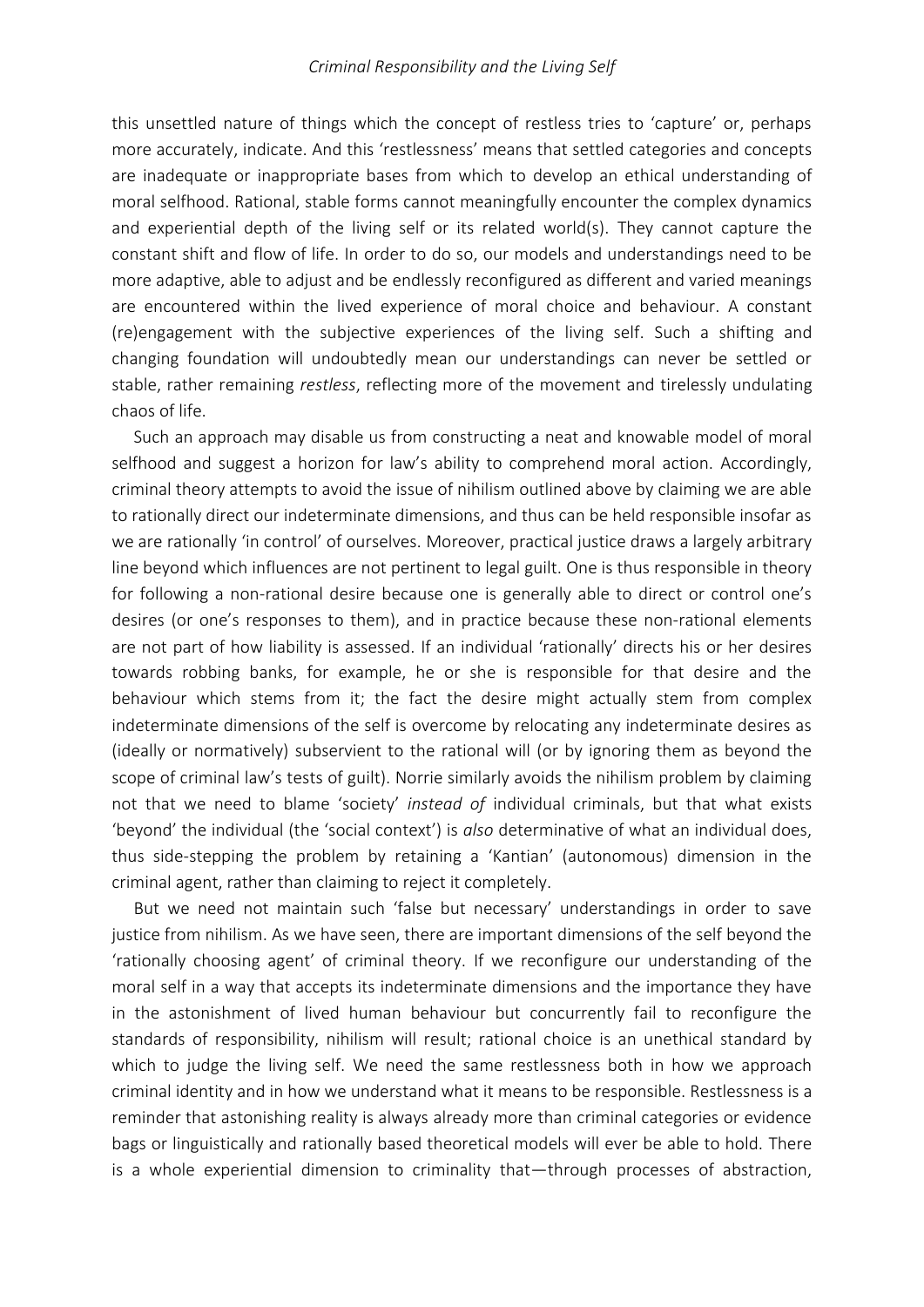this unsettled nature of things which the concept of restless tries to 'capture' or, perhaps more accurately, indicate. And this 'restlessness' means that settled categories and concepts are inadequate or inappropriate bases from which to develop an ethical understanding of moral selfhood. Rational, stable forms cannot meaningfully encounter the complex dynamics and experiential depth of the living self or its related world(s). They cannot capture the constant shift and flow of life. In order to do so, our models and understandings need to be more adaptive, able to adjust and be endlessly reconfigured as different and varied meanings are encountered within the lived experience of moral choice and behaviour. A constant (re)engagement with the subjective experiences of the living self. Such a shifting and changing foundation will undoubtedly mean our understandings can never be settled or stable, rather remaining *restless*, reflecting more of the movement and tirelessly undulating chaos of life.

Such an approach may disable us from constructing a neat and knowable model of moral selfhood and suggest a horizon for law's ability to comprehend moral action. Accordingly, criminal theory attempts to avoid the issue of nihilism outlined above by claiming we are able to rationally direct our indeterminate dimensions, and thus can be held responsible insofar as we are rationally 'in control' of ourselves. Moreover, practical justice draws a largely arbitrary line beyond which influences are not pertinent to legal guilt. One is thus responsible in theory for following a non-rational desire because one is generally able to direct or control one's desires (or one's responses to them), and in practice because these non-rational elements are not part of how liability is assessed. If an individual 'rationally' directs his or her desires towards robbing banks, for example, he or she is responsible for that desire and the behaviour which stems from it; the fact the desire might actually stem from complex indeterminate dimensions of the self is overcome by relocating any indeterminate desires as (ideally or normatively) subservient to the rational will (or by ignoring them as beyond the scope of criminal law's tests of guilt). Norrie similarly avoids the nihilism problem by claiming not that we need to blame 'society' *instead of* individual criminals, but that what exists 'beyond' the individual (the 'social context') is *also* determinative of what an individual does, thus side-stepping the problem by retaining a 'Kantian' (autonomous) dimension in the criminal agent, rather than claiming to reject it completely.

But we need not maintain such 'false but necessary' understandings in order to save justice from nihilism. As we have seen, there are important dimensions of the self beyond the 'rationally choosing agent' of criminal theory. If we reconfigure our understanding of the moral self in a way that accepts its indeterminate dimensions and the importance they have in the astonishment of lived human behaviour but concurrently fail to reconfigure the standards of responsibility, nihilism will result; rational choice is an unethical standard by which to judge the living self. We need the same restlessness both in how we approach criminal identity and in how we understand what it means to be responsible. Restlessness is a reminder that astonishing reality is always already more than criminal categories or evidence bags or linguistically and rationally based theoretical models will ever be able to hold. There is a whole experiential dimension to criminality that—through processes of abstraction,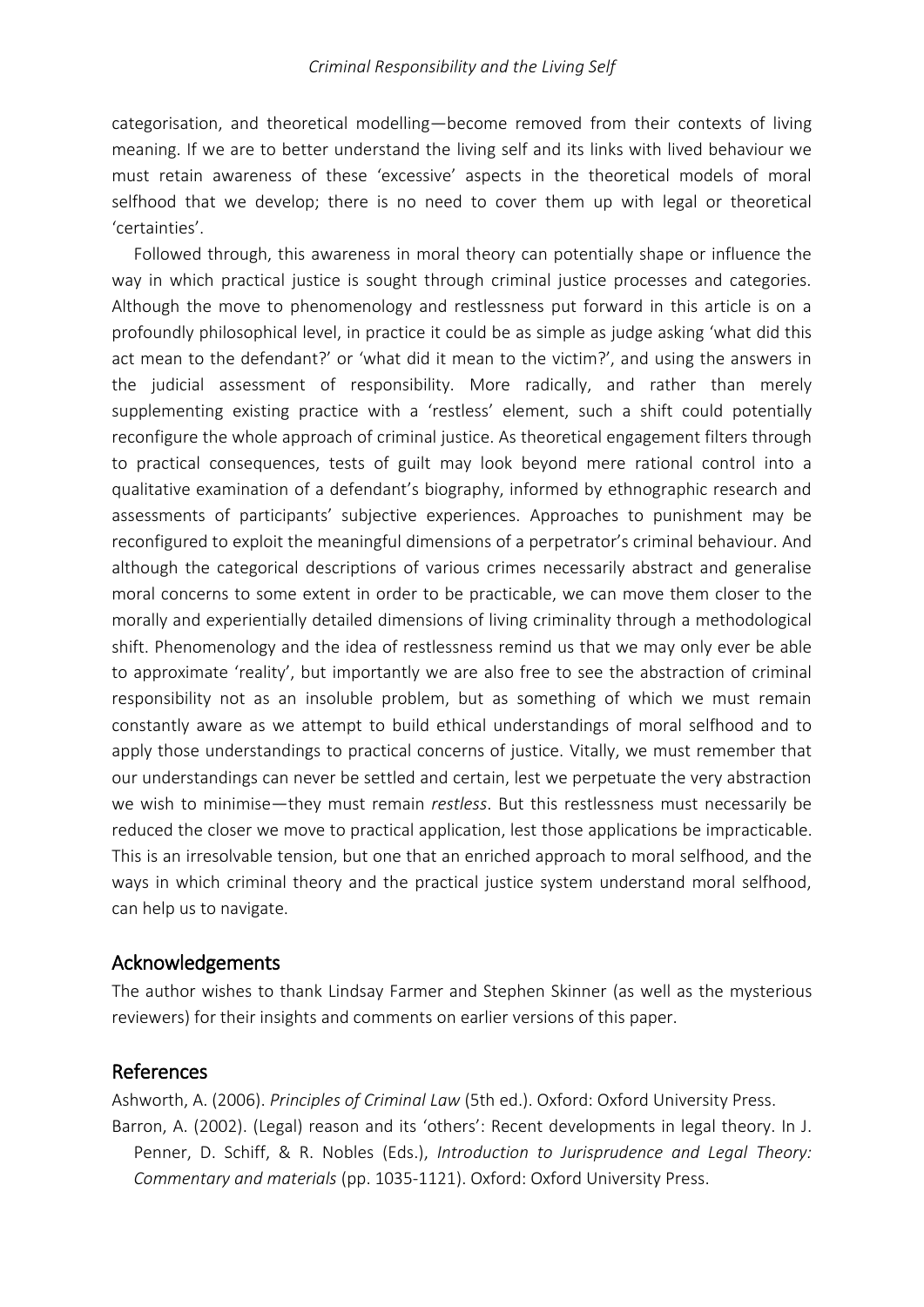categorisation, and theoretical modelling—become removed from their contexts of living meaning. If we are to better understand the living self and its links with lived behaviour we must retain awareness of these 'excessive' aspects in the theoretical models of moral selfhood that we develop; there is no need to cover them up with legal or theoretical 'certainties'.

Followed through, this awareness in moral theory can potentially shape or influence the way in which practical justice is sought through criminal justice processes and categories. Although the move to phenomenology and restlessness put forward in this article is on a profoundly philosophical level, in practice it could be as simple as judge asking 'what did this act mean to the defendant?' or 'what did it mean to the victim?', and using the answers in the judicial assessment of responsibility. More radically, and rather than merely supplementing existing practice with a 'restless' element, such a shift could potentially reconfigure the whole approach of criminal justice. As theoretical engagement filters through to practical consequences, tests of guilt may look beyond mere rational control into a qualitative examination of a defendant's biography, informed by ethnographic research and assessments of participants' subjective experiences. Approaches to punishment may be reconfigured to exploit the meaningful dimensions of a perpetrator's criminal behaviour. And although the categorical descriptions of various crimes necessarily abstract and generalise moral concerns to some extent in order to be practicable, we can move them closer to the morally and experientially detailed dimensions of living criminality through a methodological shift. Phenomenology and the idea of restlessness remind us that we may only ever be able to approximate 'reality', but importantly we are also free to see the abstraction of criminal responsibility not as an insoluble problem, but as something of which we must remain constantly aware as we attempt to build ethical understandings of moral selfhood and to apply those understandings to practical concerns of justice. Vitally, we must remember that our understandings can never be settled and certain, lest we perpetuate the very abstraction we wish to minimise—they must remain *restless*. But this restlessness must necessarily be reduced the closer we move to practical application, lest those applications be impracticable. This is an irresolvable tension, but one that an enriched approach to moral selfhood, and the ways in which criminal theory and the practical justice system understand moral selfhood, can help us to navigate.

## Acknowledgements

The author wishes to thank Lindsay Farmer and Stephen Skinner (as well as the mysterious reviewers) for their insights and comments on earlier versions of this paper.

## References

Ashworth, A. (2006). *Principles of Criminal Law* (5th ed.). Oxford: Oxford University Press.

Barron, A. (2002). (Legal) reason and its 'others': Recent developments in legal theory. In J. Penner, D. Schiff, & R. Nobles (Eds.), *Introduction to Jurisprudence and Legal Theory: Commentary and materials* (pp. 1035-1121). Oxford: Oxford University Press.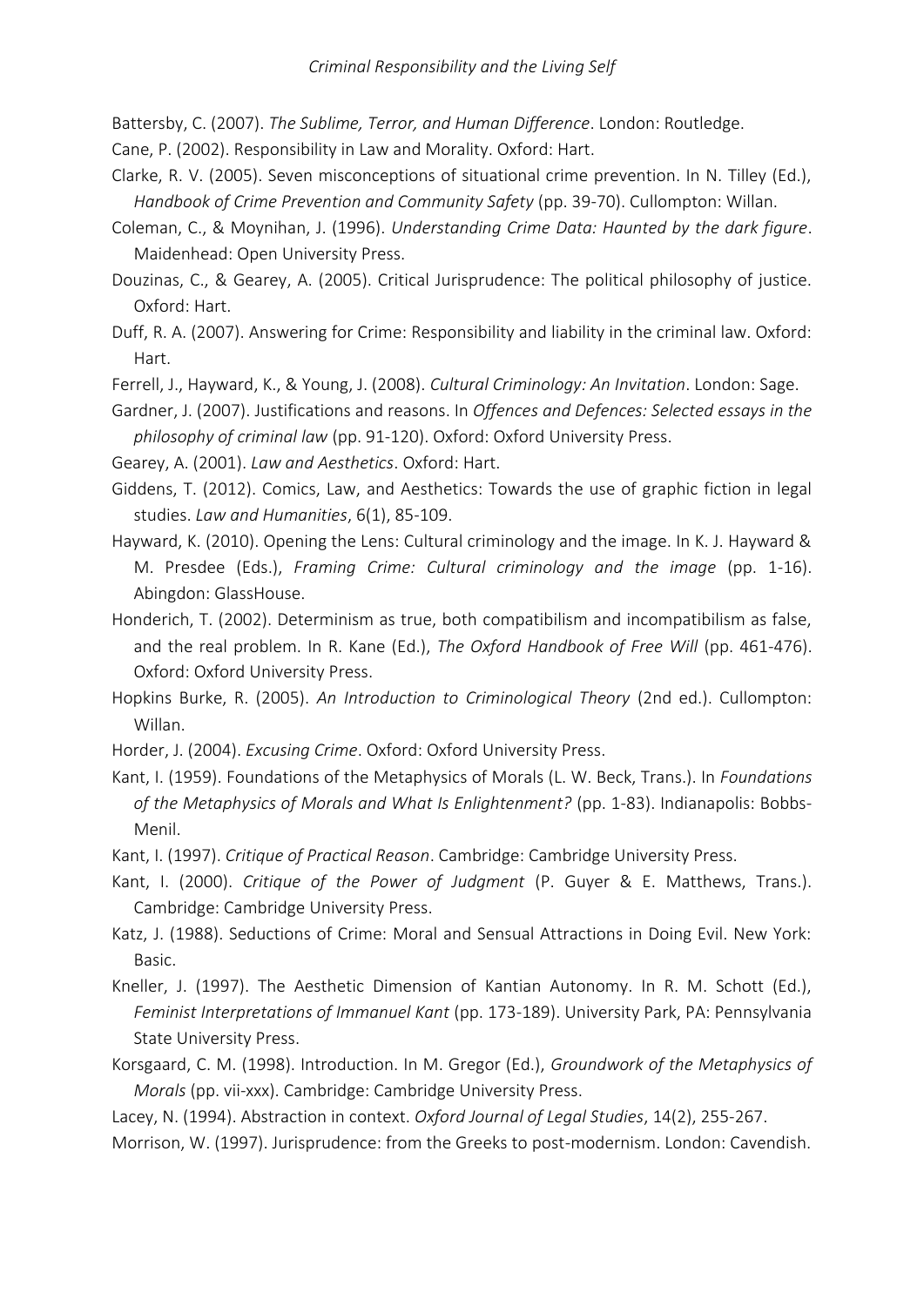Battersby, C. (2007). *The Sublime, Terror, and Human Difference*. London: Routledge.

Cane, P. (2002). Responsibility in Law and Morality. Oxford: Hart.

Clarke, R. V. (2005). Seven misconceptions of situational crime prevention. In N. Tilley (Ed.), *Handbook of Crime Prevention and Community Safety* (pp. 39-70). Cullompton: Willan.

Coleman, C., & Moynihan, J. (1996). *Understanding Crime Data: Haunted by the dark figure*. Maidenhead: Open University Press.

Douzinas, C., & Gearey, A. (2005). Critical Jurisprudence: The political philosophy of justice. Oxford: Hart.

Duff, R. A. (2007). Answering for Crime: Responsibility and liability in the criminal law. Oxford: Hart.

Ferrell, J., Hayward, K., & Young, J. (2008). *Cultural Criminology: An Invitation*. London: Sage.

Gardner, J. (2007). Justifications and reasons. In *Offences and Defences: Selected essays in the philosophy of criminal law* (pp. 91-120). Oxford: Oxford University Press.

Gearey, A. (2001). *Law and Aesthetics*. Oxford: Hart.

Giddens, T. (2012). Comics, Law, and Aesthetics: Towards the use of graphic fiction in legal studies. *Law and Humanities*, 6(1), 85-109.

Hayward, K. (2010). Opening the Lens: Cultural criminology and the image. In K. J. Hayward & M. Presdee (Eds.), *Framing Crime: Cultural criminology and the image* (pp. 1-16). Abingdon: GlassHouse.

Honderich, T. (2002). Determinism as true, both compatibilism and incompatibilism as false, and the real problem. In R. Kane (Ed.), *The Oxford Handbook of Free Will* (pp. 461-476). Oxford: Oxford University Press.

Hopkins Burke, R. (2005). *An Introduction to Criminological Theory* (2nd ed.). Cullompton: Willan.

Horder, J. (2004). *Excusing Crime*. Oxford: Oxford University Press.

Kant, I. (1959). Foundations of the Metaphysics of Morals (L. W. Beck, Trans.). In *Foundations of the Metaphysics of Morals and What Is Enlightenment?* (pp. 1-83). Indianapolis: Bobbs-Menil.

Kant, I. (1997). *Critique of Practical Reason*. Cambridge: Cambridge University Press.

Kant, I. (2000). *Critique of the Power of Judgment* (P. Guyer & E. Matthews, Trans.). Cambridge: Cambridge University Press.

Katz, J. (1988). Seductions of Crime: Moral and Sensual Attractions in Doing Evil. New York: Basic.

Kneller, J. (1997). The Aesthetic Dimension of Kantian Autonomy. In R. M. Schott (Ed.), *Feminist Interpretations of Immanuel Kant* (pp. 173-189). University Park, PA: Pennsylvania State University Press.

Korsgaard, C. M. (1998). Introduction. In M. Gregor (Ed.), *Groundwork of the Metaphysics of Morals* (pp. vii-xxx). Cambridge: Cambridge University Press.

Lacey, N. (1994). Abstraction in context. *Oxford Journal of Legal Studies*, 14(2), 255-267.

Morrison, W. (1997). Jurisprudence: from the Greeks to post-modernism. London: Cavendish.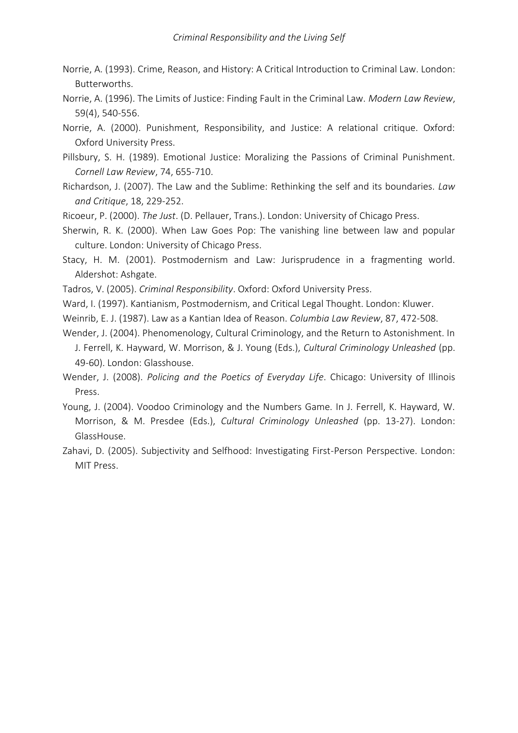Norrie, A. (1993). Crime, Reason, and History: A Critical Introduction to Criminal Law. London: Butterworths.

Norrie, A. (1996). The Limits of Justice: Finding Fault in the Criminal Law. *Modern Law Review*, 59(4), 540-556.

Norrie, A. (2000). Punishment, Responsibility, and Justice: A relational critique. Oxford: Oxford University Press.

Pillsbury, S. H. (1989). Emotional Justice: Moralizing the Passions of Criminal Punishment. *Cornell Law Review*, 74, 655-710.

Richardson, J. (2007). The Law and the Sublime: Rethinking the self and its boundaries. *Law and Critique*, 18, 229-252.

Ricoeur, P. (2000). *The Just*. (D. Pellauer, Trans.). London: University of Chicago Press.

Sherwin, R. K. (2000). When Law Goes Pop: The vanishing line between law and popular culture. London: University of Chicago Press.

Stacy, H. M. (2001). Postmodernism and Law: Jurisprudence in a fragmenting world. Aldershot: Ashgate.

Tadros, V. (2005). *Criminal Responsibility*. Oxford: Oxford University Press.

Ward, I. (1997). Kantianism, Postmodernism, and Critical Legal Thought. London: Kluwer.

Weinrib, E. J. (1987). Law as a Kantian Idea of Reason. *Columbia Law Review*, 87, 472-508.

Wender, J. (2004). Phenomenology, Cultural Criminology, and the Return to Astonishment. In J. Ferrell, K. Hayward, W. Morrison, & J. Young (Eds.), *Cultural Criminology Unleashed* (pp. 49-60). London: Glasshouse.

Wender, J. (2008). *Policing and the Poetics of Everyday Life*. Chicago: University of Illinois Press.

Young, J. (2004). Voodoo Criminology and the Numbers Game. In J. Ferrell, K. Hayward, W. Morrison, & M. Presdee (Eds.), *Cultural Criminology Unleashed* (pp. 13-27). London: GlassHouse.

Zahavi, D. (2005). Subjectivity and Selfhood: Investigating First-Person Perspective. London: MIT Press.